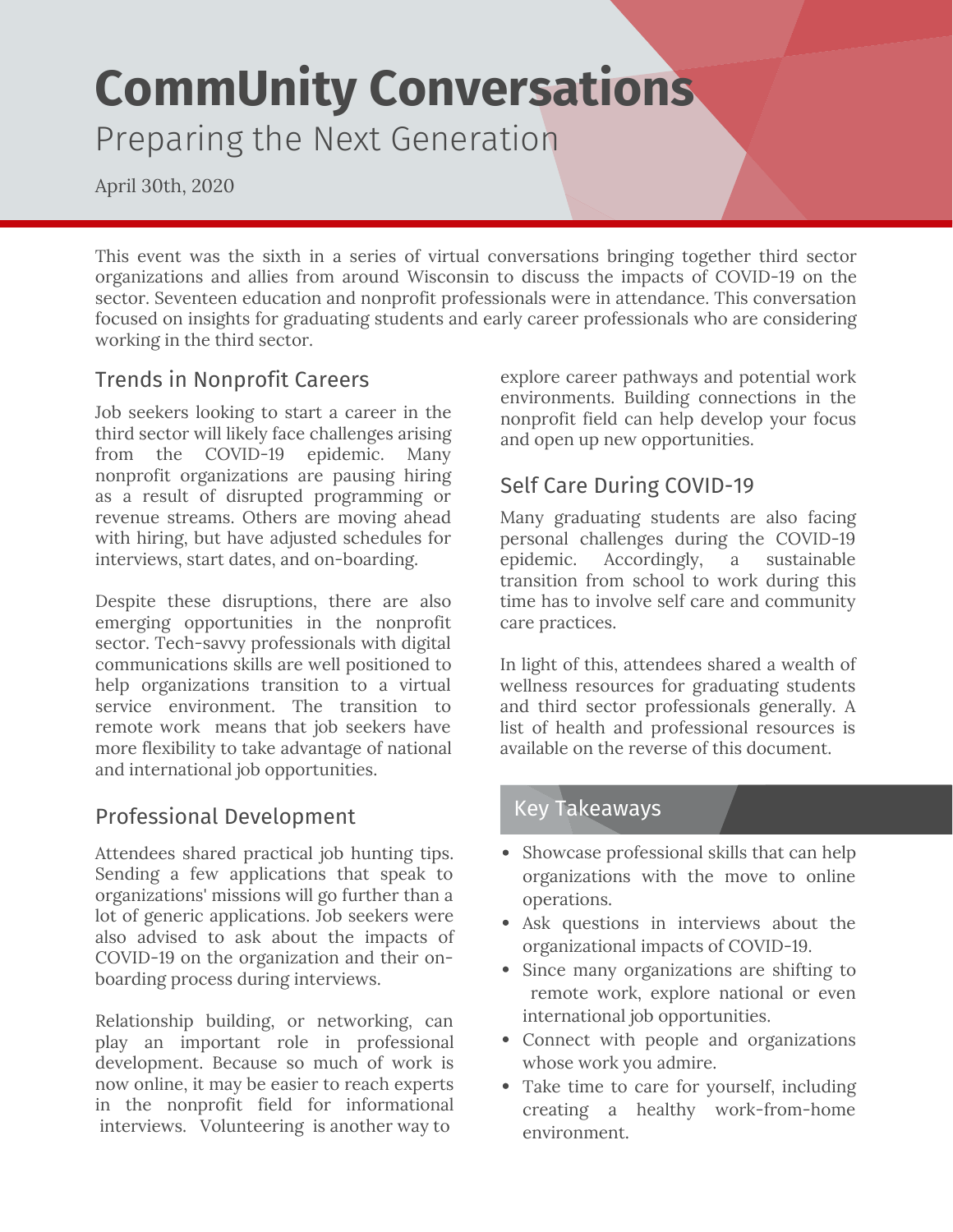# CommUnity Conversations

## Preparing the Next Generation

April 30th, 2020

This event was the sixth in a series of virtual conversations bringing together third sector organizations and allies from around Wisconsin to discuss the impacts of COVID-19 on the sector. Seventeen education and nonprofit professionals were in attendance. This conversation focused on insights for graduating students and early career professionals who are considering working in the third sector.

### Trends in Nonprofit Careers

Job seekers looking to start a career in the third sector will likely face challenges arising from the COVID-19 epidemic. Many nonprofit organizations are pausing hiring as a result of disrupted programming or revenue streams. Others are moving ahead with hiring, but have adjusted schedules for interviews, start dates, and on-boarding.

Despite these disruptions, there are also emerging opportunities in the nonprofit sector. Tech-savvy professionals with digital communications skills are well positioned to help organizations transition to a virtual service environment. The transition to remote work means that job seekers have more flexibility to take advantage of national and international job opportunities.

### Professional Development

Attendees shared practical job hunting tips. Sending a few applications that speak to organizations' missions will go further than a lot of generic applications. Job seekers were also advised to ask about the impacts of COVID-19 on the organization and their on-boarding process during interviews.

Relationship building, or networking, can play an important role in professional development. Because so much of work is now online, it may be easier to reach experts in the nonprofit field for informational interviews. Volunteering is another way to explore career pathways and potential work environments. Building connections in the nonprofit field can help develop your focus and open up new opportunities.

### Self Care During COVID-19

Many graduating students are also facing personal challenges during the COVID-19 epidemic. Accordingly, a sustainable transition from school to work during this time has to involve self care and community care practices.

In light of this, attendees shared a wealth of wellness resources for graduating students and third sector professionals generally. A list of health and professional resources is available on the reverse of this document.

### Key Takeaways

- Showcase professional skills that can help organizations with the move to online operations.
- Ask questions in interviews about the organizational impacts of COVID-19.
- Since many organizations are shifting to remote work, explore national or even international job opportunities.
- Connect with people and organizations whose work you admire.
- Take time to care for yourself, including creating a healthy work-from-home environment.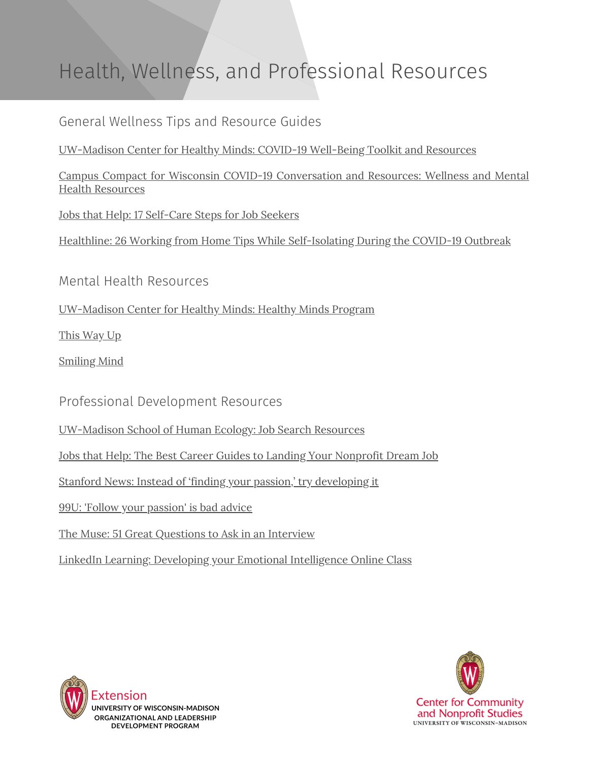# Health, Wellness, and Professional Resources

## General Wellness Tips and Resource Guides

UW-Madison Center for Healthy Minds: COVID-19 Well-Being Toolkit and Resources

Campus Compact for Wisconsin COVID-19 Conversation and Resources: Wellness and Mental Health Resources

Jobs that Help: 17 Self-Care Steps for Job Seekers

Healthline: 26 Working from Home Tips While Self-Isolating During the COVID-19 Outbreak

## Mental Health Resources

UW-Madison Center for Healthy Minds: Healthy Minds Program

This Way Up

Smiling Mind

## Professional Development Resources

UW-Madison School of Human Ecology: Job Search Resources

Jobs that Help: The Best Career Guides to Landing Your Nonprofit Dream Job

Stanford News: Instead of 'finding your passion,' try developing it

99U: 'Follow your passion' is bad advice

The Muse: 51 Great Questions to Ask in an Interview

LinkedIn Learning: Developing your Emotional Intelligence Online Class

Extension
UNIVERSITY OF WISCONSIN-MADISON
ORGANIZATIONAL AND LEADERSHIP DEVELOPMENT PROGRAM

Center for Community and Nonprofit Studies
UNIVERSITY OF WISCONSIN-MADISON